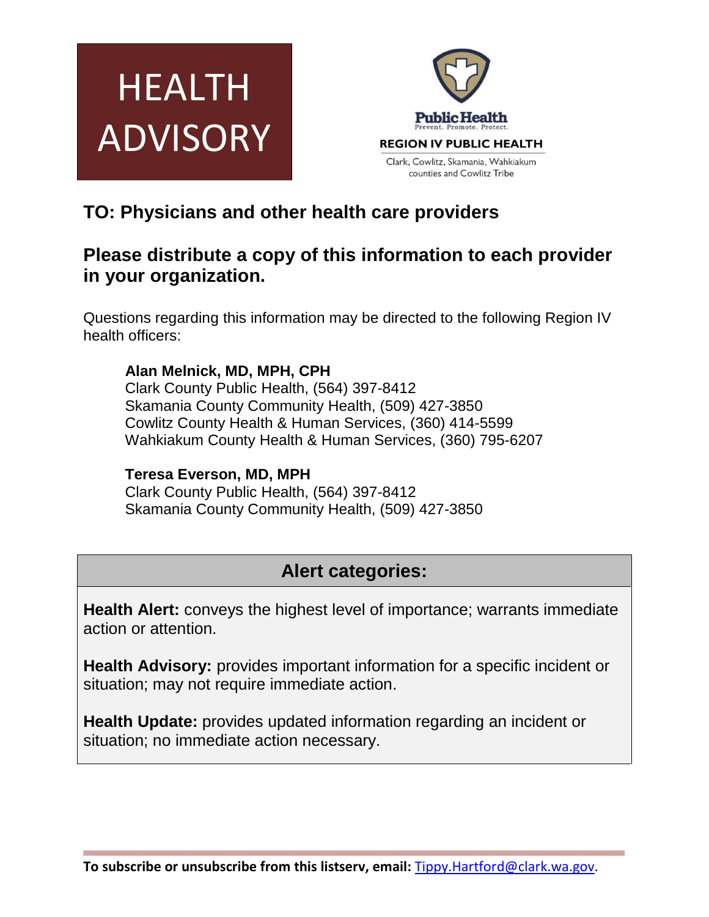# HEALTH ADVISORY

Public Health
Prevent. Promote. Protect.

REGION IV PUBLIC HEALTH

Clark, Cowlitz, Skamania, Wahkiakum counties and Cowlitz Tribe

## TO: Physicians and other health care providers

## Please distribute a copy of this information to each provider in your organization.

Questions regarding this information may be directed to the following Region IV health officers:

**Alan Melnick, MD, MPH, CPH**
Clark County Public Health, (564) 397-8412
Skamania County Community Health, (509) 427-3850
Cowlitz County Health & Human Services, (360) 414-5599
Wahkiakum County Health & Human Services, (360) 795-6207

**Teresa Everson, MD, MPH**
Clark County Public Health, (564) 397-8412
Skamania County Community Health, (509) 427-3850

### Alert categories:

**Health Alert:** conveys the highest level of importance; warrants immediate action or attention.

**Health Advisory:** provides important information for a specific incident or situation; may not require immediate action.

**Health Update:** provides updated information regarding an incident or situation; no immediate action necessary.

**To subscribe or unsubscribe from this listserv, email:** Tippy.Hartford@clark.wa.gov.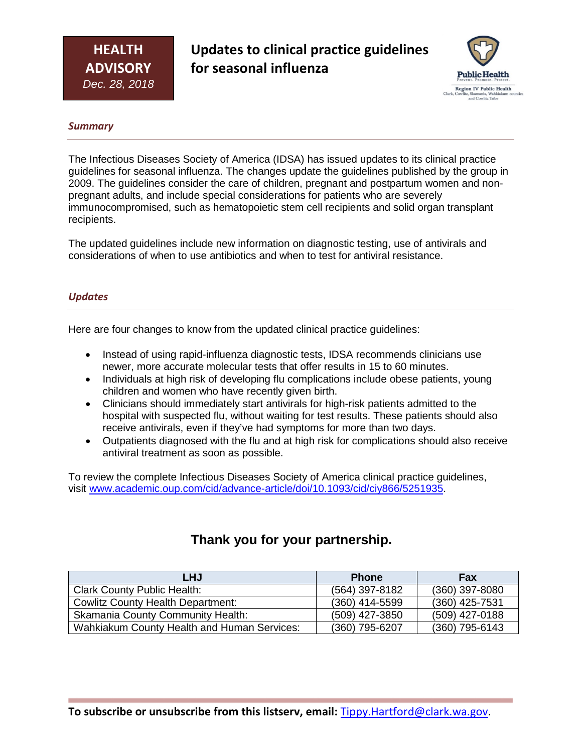**HEALTH ADVISORY**
*Dec. 28, 2018*

# Updates to clinical practice guidelines for seasonal influenza

Public Health
Prevent. Promote. Protect.
Region IV Public Health
Clark, Cowlitz, Skamania, Wahkiakum counties and Cowlitz Tribe

## *Summary*

The Infectious Diseases Society of America (IDSA) has issued updates to its clinical practice guidelines for seasonal influenza. The changes update the guidelines published by the group in 2009. The guidelines consider the care of children, pregnant and postpartum women and non-pregnant adults, and include special considerations for patients who are severely immunocompromised, such as hematopoietic stem cell recipients and solid organ transplant recipients.

The updated guidelines include new information on diagnostic testing, use of antivirals and considerations of when to use antibiotics and when to test for antiviral resistance.

## *Updates*

Here are four changes to know from the updated clinical practice guidelines:

- Instead of using rapid-influenza diagnostic tests, IDSA recommends clinicians use newer, more accurate molecular tests that offer results in 15 to 60 minutes.
- Individuals at high risk of developing flu complications include obese patients, young children and women who have recently given birth.
- Clinicians should immediately start antivirals for high-risk patients admitted to the hospital with suspected flu, without waiting for test results. These patients should also receive antivirals, even if they've had symptoms for more than two days.
- Outpatients diagnosed with the flu and at high risk for complications should also receive antiviral treatment as soon as possible.

To review the complete Infectious Diseases Society of America clinical practice guidelines, visit [www.academic.oup.com/cid/advance-article/doi/10.1093/cid/ciy866/5251935](www.academic.oup.com/cid/advance-article/doi/10.1093/cid/ciy866/5251935).

## Thank you for your partnership.

| LHJ | Phone | Fax |
|---|---|---|
| Clark County Public Health: | (564) 397-8182 | (360) 397-8080 |
| Cowlitz County Health Department: | (360) 414-5599 | (360) 425-7531 |
| Skamania County Community Health: | (509) 427-3850 | (509) 427-0188 |
| Wahkiakum County Health and Human Services: | (360) 795-6207 | (360) 795-6143 |

**To subscribe or unsubscribe from this listserv, email:** [Tippy.Hartford@clark.wa.gov](mailto:Tippy.Hartford@clark.wa.gov).